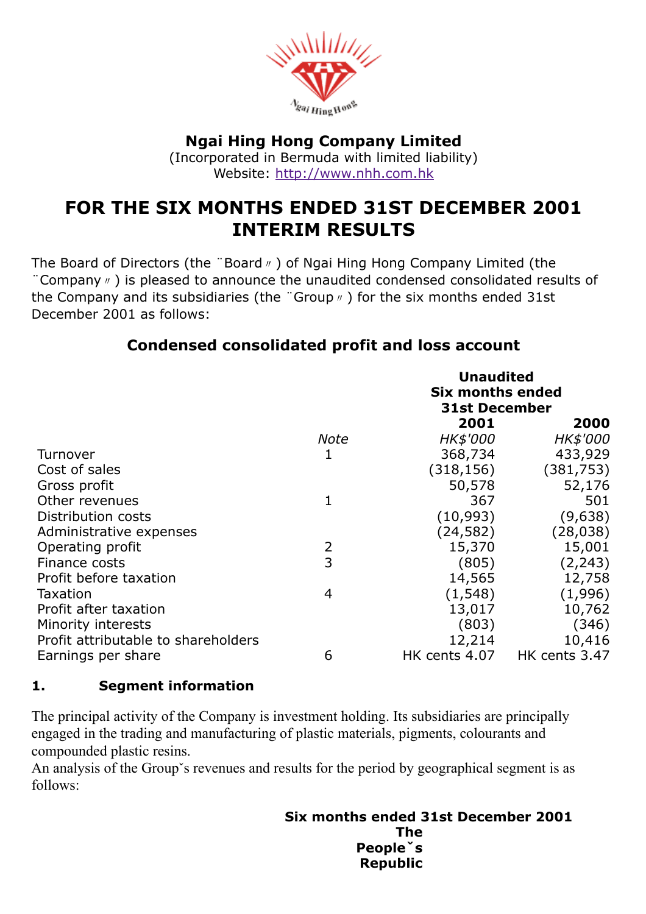**Ngai Hing Hong Company Limited**
(Incorporated in Bermuda with limited liability)
Website: http://www.nhh.com.hk

# FOR THE SIX MONTHS ENDED 31ST DECEMBER 2001 INTERIM RESULTS

The Board of Directors (the ¨Board〃) of Ngai Hing Hong Company Limited (the ¨Company〃) is pleased to announce the unaudited condensed consolidated results of the Company and its subsidiaries (the ¨Group〃) for the six months ended 31st December 2001 as follows:

## Condensed consolidated profit and loss account

| | | Unaudited Six months ended 31st December | |
|---|---|---|---|
| | | **2001** | **2000** |
| | *Note* | *HK$'000* | *HK$'000* |
| Turnover | 1 | 368,734 | 433,929 |
| Cost of sales | | (318,156) | (381,753) |
| Gross profit | | 50,578 | 52,176 |
| Other revenues | 1 | 367 | 501 |
| Distribution costs | | (10,993) | (9,638) |
| Administrative expenses | | (24,582) | (28,038) |
| Operating profit | 2 | 15,370 | 15,001 |
| Finance costs | 3 | (805) | (2,243) |
| Profit before taxation | | 14,565 | 12,758 |
| Taxation | 4 | (1,548) | (1,996) |
| Profit after taxation | | 13,017 | 10,762 |
| Minority interests | | (803) | (346) |
| Profit attributable to shareholders | | 12,214 | 10,416 |
| Earnings per share | 6 | HK cents 4.07 | HK cents 3.47 |

**1. Segment information**

The principal activity of the Company is investment holding. Its subsidiaries are principally engaged in the trading and manufacturing of plastic materials, pigments, colourants and compounded plastic resins.
An analysis of the Groupˇs revenues and results for the period by geographical segment is as follows:

**Six months ended 31st December 2001**

**The Peopleˇs Republic**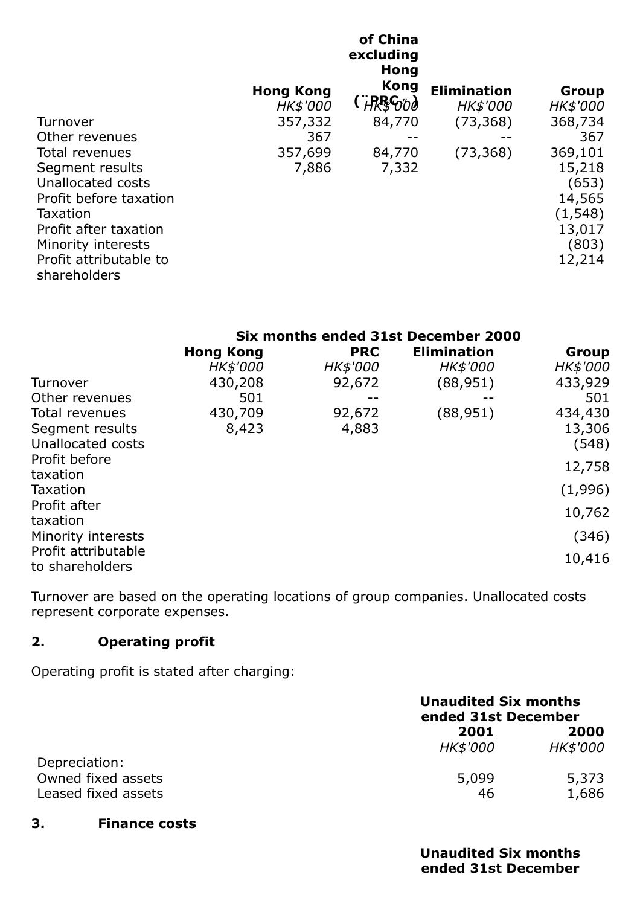| | Hong Kong | of China excluding Hong Kong ("PRC") | Elimination | Group |
|---|---|---|---|---|
| | *HK$'000* | *HK$'000* | *HK$'000* | *HK$'000* |
| Turnover | 357,332 | 84,770 | (73,368) | 368,734 |
| Other revenues | 367 | -- | -- | 367 |
| Total revenues | 357,699 | 84,770 | (73,368) | 369,101 |
| Segment results | 7,886 | 7,332 | | 15,218 |
| Unallocated costs | | | | (653) |
| Profit before taxation | | | | 14,565 |
| Taxation | | | | (1,548) |
| Profit after taxation | | | | 13,017 |
| Minority interests | | | | (803) |
| Profit attributable to shareholders | | | | 12,214 |

| | Six months ended 31st December 2000 | | | |
|---|---|---|---|---|
| | **Hong Kong** | **PRC** | **Elimination** | **Group** |
| | *HK$'000* | *HK$'000* | *HK$'000* | *HK$'000* |
| Turnover | 430,208 | 92,672 | (88,951) | 433,929 |
| Other revenues | 501 | -- | -- | 501 |
| Total revenues | 430,709 | 92,672 | (88,951) | 434,430 |
| Segment results | 8,423 | 4,883 | | 13,306 |
| Unallocated costs | | | | (548) |
| Profit before taxation | | | | 12,758 |
| Taxation | | | | (1,996) |
| Profit after taxation | | | | 10,762 |
| Minority interests | | | | (346) |
| Profit attributable to shareholders | | | | 10,416 |

Turnover are based on the operating locations of group companies. Unallocated costs represent corporate expenses.

## 2. Operating profit

Operating profit is stated after charging:

| | Unaudited Six months ended 31st December | |
|---|---|---|
| | **2001** | **2000** |
| | *HK$'000* | *HK$'000* |
| Depreciation: | | |
| Owned fixed assets | 5,099 | 5,373 |
| Leased fixed assets | 46 | 1,686 |

## 3. Finance costs

**Unaudited Six months ended 31st December**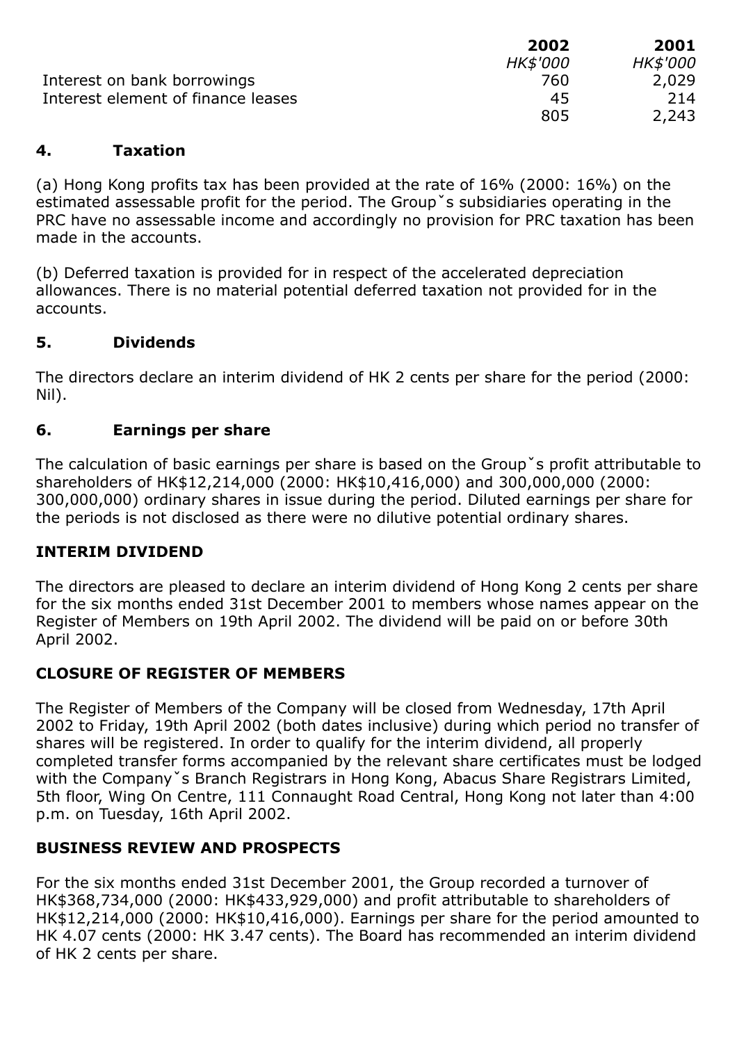| | 2002 | 2001 |
|---|---|---|
| | *HK$'000* | *HK$'000* |
| Interest on bank borrowings | 760 | 2,029 |
| Interest element of finance leases | 45 | 214 |
| | 805 | 2,243 |

## 4. Taxation

(a) Hong Kong profits tax has been provided at the rate of 16% (2000: 16%) on the estimated assessable profit for the period. The Groupˇs subsidiaries operating in the PRC have no assessable income and accordingly no provision for PRC taxation has been made in the accounts.

(b) Deferred taxation is provided for in respect of the accelerated depreciation allowances. There is no material potential deferred taxation not provided for in the accounts.

## 5. Dividends

The directors declare an interim dividend of HK 2 cents per share for the period (2000: Nil).

## 6. Earnings per share

The calculation of basic earnings per share is based on the Groupˇs profit attributable to shareholders of HK$12,214,000 (2000: HK$10,416,000) and 300,000,000 (2000: 300,000,000) ordinary shares in issue during the period. Diluted earnings per share for the periods is not disclosed as there were no dilutive potential ordinary shares.

## INTERIM DIVIDEND

The directors are pleased to declare an interim dividend of Hong Kong 2 cents per share for the six months ended 31st December 2001 to members whose names appear on the Register of Members on 19th April 2002. The dividend will be paid on or before 30th April 2002.

## CLOSURE OF REGISTER OF MEMBERS

The Register of Members of the Company will be closed from Wednesday, 17th April 2002 to Friday, 19th April 2002 (both dates inclusive) during which period no transfer of shares will be registered. In order to qualify for the interim dividend, all properly completed transfer forms accompanied by the relevant share certificates must be lodged with the Companyˇs Branch Registrars in Hong Kong, Abacus Share Registrars Limited, 5th floor, Wing On Centre, 111 Connaught Road Central, Hong Kong not later than 4:00 p.m. on Tuesday, 16th April 2002.

## BUSINESS REVIEW AND PROSPECTS

For the six months ended 31st December 2001, the Group recorded a turnover of HK$368,734,000 (2000: HK$433,929,000) and profit attributable to shareholders of HK$12,214,000 (2000: HK$10,416,000). Earnings per share for the period amounted to HK 4.07 cents (2000: HK 3.47 cents). The Board has recommended an interim dividend of HK 2 cents per share.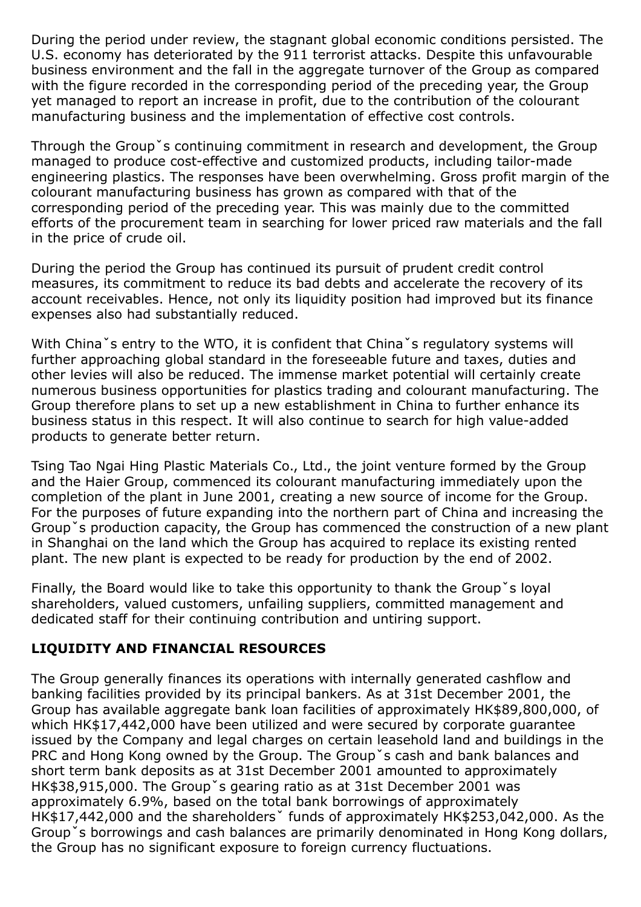During the period under review, the stagnant global economic conditions persisted. The U.S. economy has deteriorated by the 911 terrorist attacks. Despite this unfavourable business environment and the fall in the aggregate turnover of the Group as compared with the figure recorded in the corresponding period of the preceding year, the Group yet managed to report an increase in profit, due to the contribution of the colourant manufacturing business and the implementation of effective cost controls.

Through the Groupˇs continuing commitment in research and development, the Group managed to produce cost-effective and customized products, including tailor-made engineering plastics. The responses have been overwhelming. Gross profit margin of the colourant manufacturing business has grown as compared with that of the corresponding period of the preceding year. This was mainly due to the committed efforts of the procurement team in searching for lower priced raw materials and the fall in the price of crude oil.

During the period the Group has continued its pursuit of prudent credit control measures, its commitment to reduce its bad debts and accelerate the recovery of its account receivables. Hence, not only its liquidity position had improved but its finance expenses also had substantially reduced.

With Chinaˇs entry to the WTO, it is confident that Chinaˇs regulatory systems will further approaching global standard in the foreseeable future and taxes, duties and other levies will also be reduced. The immense market potential will certainly create numerous business opportunities for plastics trading and colourant manufacturing. The Group therefore plans to set up a new establishment in China to further enhance its business status in this respect. It will also continue to search for high value-added products to generate better return.

Tsing Tao Ngai Hing Plastic Materials Co., Ltd., the joint venture formed by the Group and the Haier Group, commenced its colourant manufacturing immediately upon the completion of the plant in June 2001, creating a new source of income for the Group. For the purposes of future expanding into the northern part of China and increasing the Groupˇs production capacity, the Group has commenced the construction of a new plant in Shanghai on the land which the Group has acquired to replace its existing rented plant. The new plant is expected to be ready for production by the end of 2002.

Finally, the Board would like to take this opportunity to thank the Groupˇs loyal shareholders, valued customers, unfailing suppliers, committed management and dedicated staff for their continuing contribution and untiring support.

## LIQUIDITY AND FINANCIAL RESOURCES

The Group generally finances its operations with internally generated cashflow and banking facilities provided by its principal bankers. As at 31st December 2001, the Group has available aggregate bank loan facilities of approximately HK$89,800,000, of which HK$17,442,000 have been utilized and were secured by corporate guarantee issued by the Company and legal charges on certain leasehold land and buildings in the PRC and Hong Kong owned by the Group. The Groupˇs cash and bank balances and short term bank deposits as at 31st December 2001 amounted to approximately HK$38,915,000. The Groupˇs gearing ratio as at 31st December 2001 was approximately 6.9%, based on the total bank borrowings of approximately HK$17,442,000 and the shareholdersˇ funds of approximately HK$253,042,000. As the Groupˇs borrowings and cash balances are primarily denominated in Hong Kong dollars, the Group has no significant exposure to foreign currency fluctuations.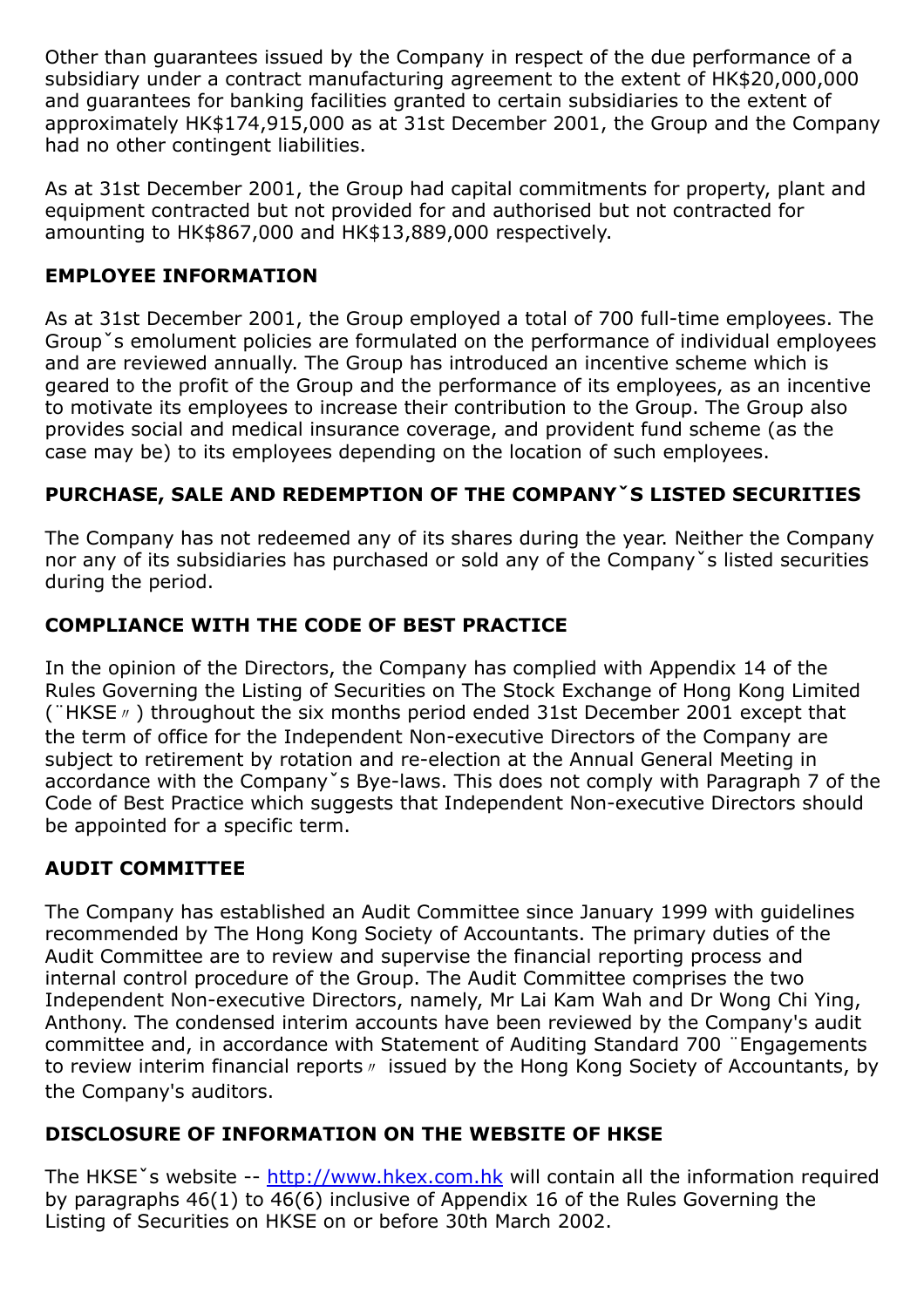Other than guarantees issued by the Company in respect of the due performance of a subsidiary under a contract manufacturing agreement to the extent of HK$20,000,000 and guarantees for banking facilities granted to certain subsidiaries to the extent of approximately HK$174,915,000 as at 31st December 2001, the Group and the Company had no other contingent liabilities.

As at 31st December 2001, the Group had capital commitments for property, plant and equipment contracted but not provided for and authorised but not contracted for amounting to HK$867,000 and HK$13,889,000 respectively.

## EMPLOYEE INFORMATION

As at 31st December 2001, the Group employed a total of 700 full-time employees. The Groupˇs emolument policies are formulated on the performance of individual employees and are reviewed annually. The Group has introduced an incentive scheme which is geared to the profit of the Group and the performance of its employees, as an incentive to motivate its employees to increase their contribution to the Group. The Group also provides social and medical insurance coverage, and provident fund scheme (as the case may be) to its employees depending on the location of such employees.

## PURCHASE, SALE AND REDEMPTION OF THE COMPANYˇS LISTED SECURITIES

The Company has not redeemed any of its shares during the year. Neither the Company nor any of its subsidiaries has purchased or sold any of the Companyˇs listed securities during the period.

## COMPLIANCE WITH THE CODE OF BEST PRACTICE

In the opinion of the Directors, the Company has complied with Appendix 14 of the Rules Governing the Listing of Securities on The Stock Exchange of Hong Kong Limited (¨HKSE〃) throughout the six months period ended 31st December 2001 except that the term of office for the Independent Non-executive Directors of the Company are subject to retirement by rotation and re-election at the Annual General Meeting in accordance with the Companyˇs Bye-laws. This does not comply with Paragraph 7 of the Code of Best Practice which suggests that Independent Non-executive Directors should be appointed for a specific term.

## AUDIT COMMITTEE

The Company has established an Audit Committee since January 1999 with guidelines recommended by The Hong Kong Society of Accountants. The primary duties of the Audit Committee are to review and supervise the financial reporting process and internal control procedure of the Group. The Audit Committee comprises the two Independent Non-executive Directors, namely, Mr Lai Kam Wah and Dr Wong Chi Ying, Anthony. The condensed interim accounts have been reviewed by the Company's audit committee and, in accordance with Statement of Auditing Standard 700 ¨Engagements to review interim financial reports〃 issued by the Hong Kong Society of Accountants, by the Company's auditors.

## DISCLOSURE OF INFORMATION ON THE WEBSITE OF HKSE

The HKSEˇs website -- http://www.hkex.com.hk will contain all the information required by paragraphs 46(1) to 46(6) inclusive of Appendix 16 of the Rules Governing the Listing of Securities on HKSE on or before 30th March 2002.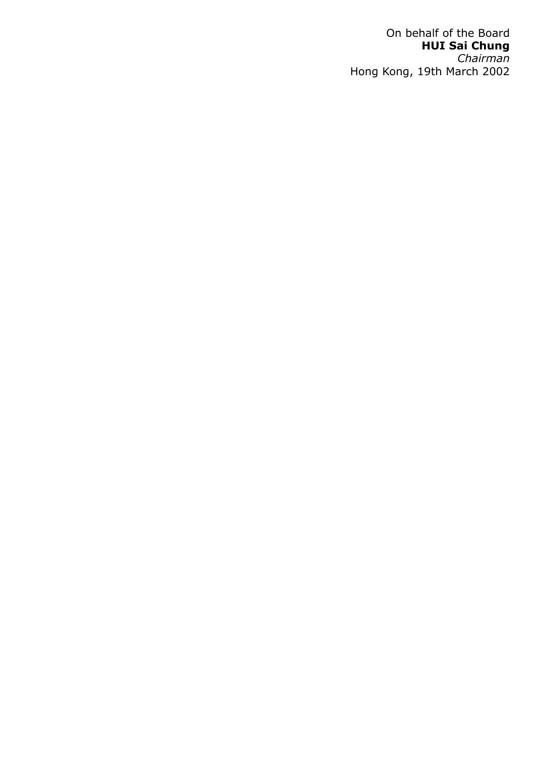On behalf of the Board
**HUI Sai Chung**
*Chairman*
Hong Kong, 19th March 2002